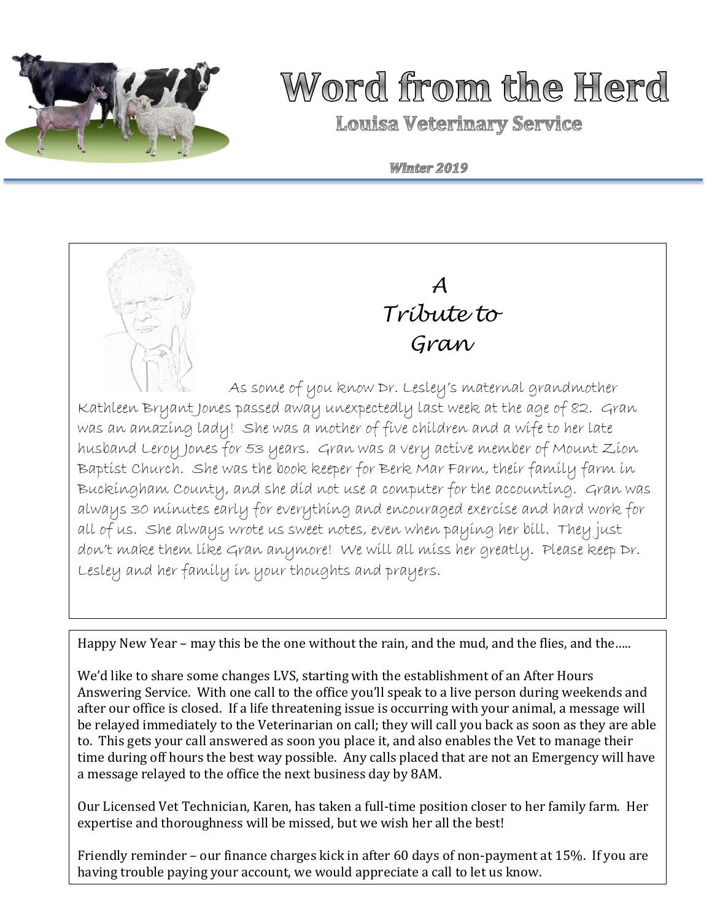# Word from the Herd

## Louisa Veterinary Service

***Winter 2019***

### *A Tribute to Gran*

As some of you know Dr. Lesley's maternal grandmother Kathleen Bryant Jones passed away unexpectedly last week at the age of 82. Gran was an amazing lady! She was a mother of five children and a wife to her late husband Leroy Jones for 53 years. Gran was a very active member of Mount Zion Baptist Church. She was the book keeper for Berk Mar Farm, their family farm in Buckingham County, and she did not use a computer for the accounting. Gran was always 30 minutes early for everything and encouraged exercise and hard work for all of us. She always wrote us sweet notes, even when paying her bill. They just don't make them like Gran anymore! We will all miss her greatly. Please keep Dr. Lesley and her family in your thoughts and prayers.

Happy New Year – may this be the one without the rain, and the mud, and the flies, and the…..

We'd like to share some changes LVS, starting with the establishment of an After Hours Answering Service. With one call to the office you'll speak to a live person during weekends and after our office is closed. If a life threatening issue is occurring with your animal, a message will be relayed immediately to the Veterinarian on call; they will call you back as soon as they are able to. This gets your call answered as soon you place it, and also enables the Vet to manage their time during off hours the best way possible. Any calls placed that are not an Emergency will have a message relayed to the office the next business day by 8AM.

Our Licensed Vet Technician, Karen, has taken a full-time position closer to her family farm. Her expertise and thoroughness will be missed, but we wish her all the best!

Friendly reminder – our finance charges kick in after 60 days of non-payment at 15%. If you are having trouble paying your account, we would appreciate a call to let us know.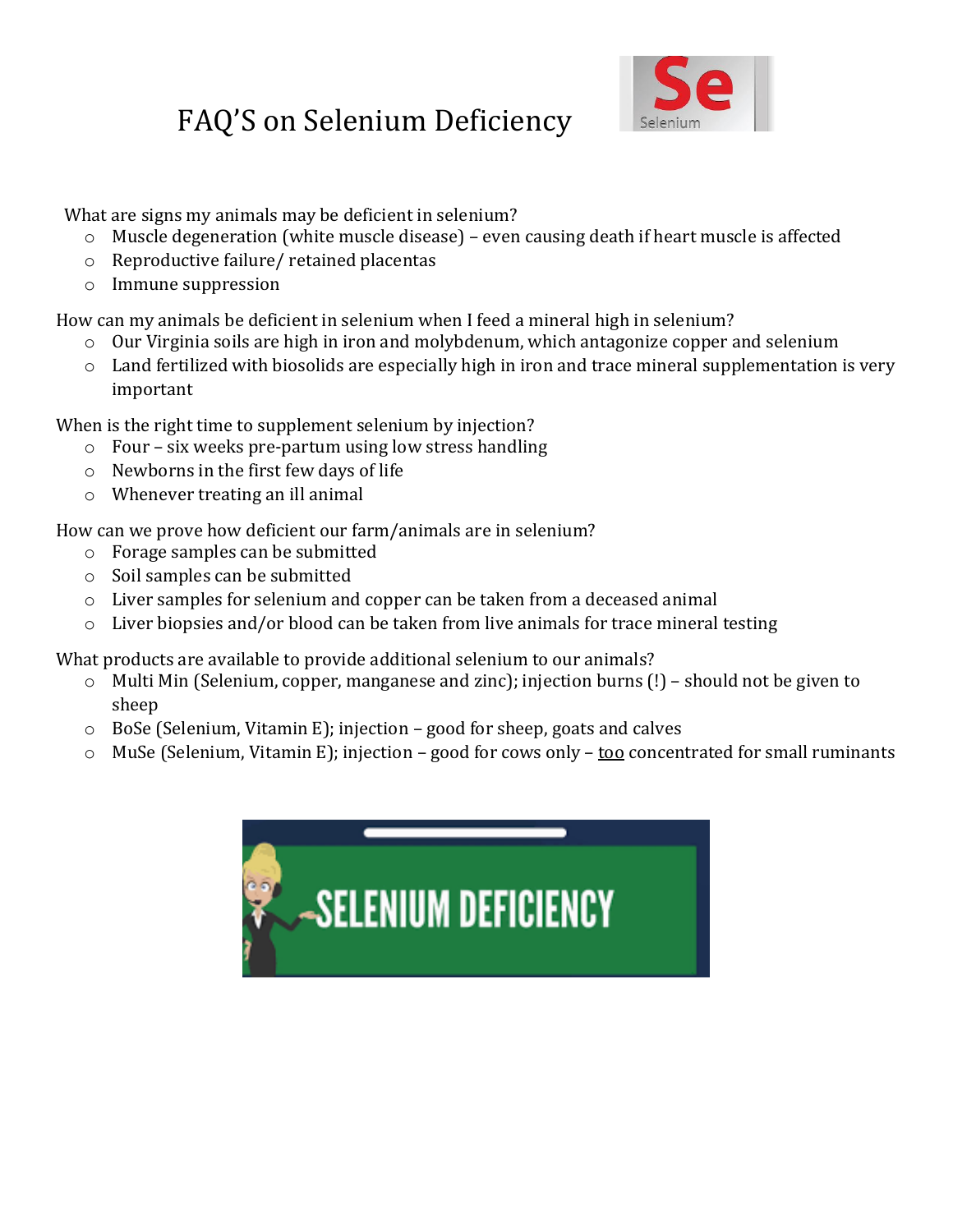# FAQ'S on Selenium Deficiency

What are signs my animals may be deficient in selenium?

- Muscle degeneration (white muscle disease) – even causing death if heart muscle is affected
- Reproductive failure/ retained placentas
- Immune suppression

How can my animals be deficient in selenium when I feed a mineral high in selenium?

- Our Virginia soils are high in iron and molybdenum, which antagonize copper and selenium
- Land fertilized with biosolids are especially high in iron and trace mineral supplementation is very important

When is the right time to supplement selenium by injection?

- Four – six weeks pre-partum using low stress handling
- Newborns in the first few days of life
- Whenever treating an ill animal

How can we prove how deficient our farm/animals are in selenium?

- Forage samples can be submitted
- Soil samples can be submitted
- Liver samples for selenium and copper can be taken from a deceased animal
- Liver biopsies and/or blood can be taken from live animals for trace mineral testing

What products are available to provide additional selenium to our animals?

- Multi Min (Selenium, copper, manganese and zinc); injection burns (!) – should not be given to sheep
- BoSe (Selenium, Vitamin E); injection – good for sheep, goats and calves
- MuSe (Selenium, Vitamin E); injection – good for cows only – <u>too</u> concentrated for small ruminants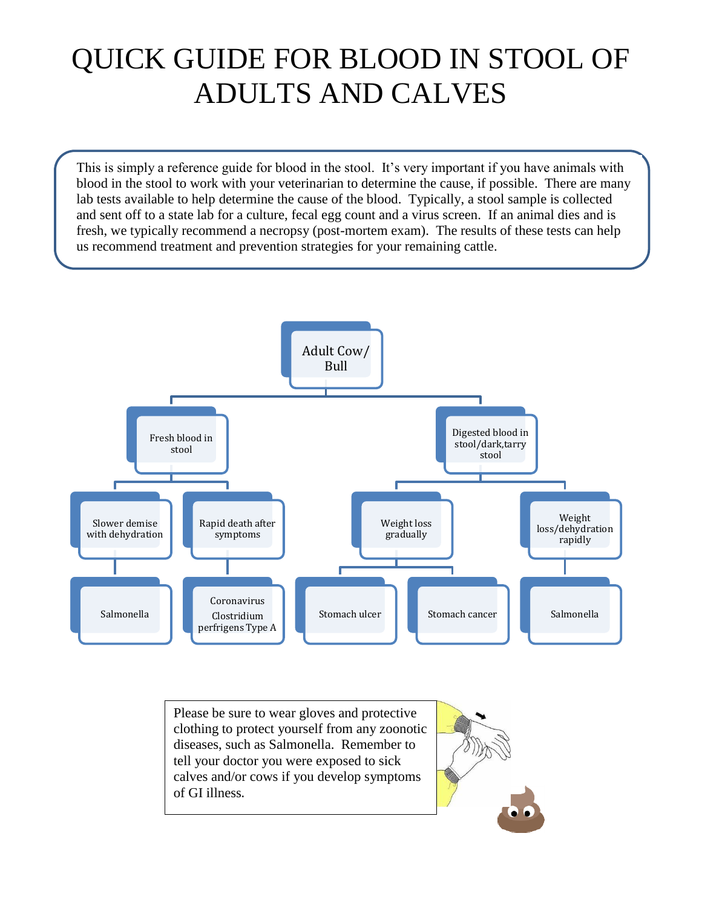# QUICK GUIDE FOR BLOOD IN STOOL OF ADULTS AND CALVES

This is simply a reference guide for blood in the stool. It's very important if you have animals with blood in the stool to work with your veterinarian to determine the cause, if possible. There are many lab tests available to help determine the cause of the blood. Typically, a stool sample is collected and sent off to a state lab for a culture, fecal egg count and a virus screen. If an animal dies and is fresh, we typically recommend a necropsy (post-mortem exam). The results of these tests can help us recommend treatment and prevention strategies for your remaining cattle.

**Adult Cow/ Bull**

- **Fresh blood in stool**
  - Slower demise with dehydration
    - Salmonella
  - Rapid death after symptoms
    - Coronavirus
    - Clostridium perfrigens Type A
- **Digested blood in stool/dark,tarry stool**
  - Weight loss gradually
    - Stomach ulcer
    - Stomach cancer
  - Weight loss/dehydration rapidly
    - Salmonella

Please be sure to wear gloves and protective clothing to protect yourself from any zoonotic diseases, such as Salmonella. Remember to tell your doctor you were exposed to sick calves and/or cows if you develop symptoms of GI illness.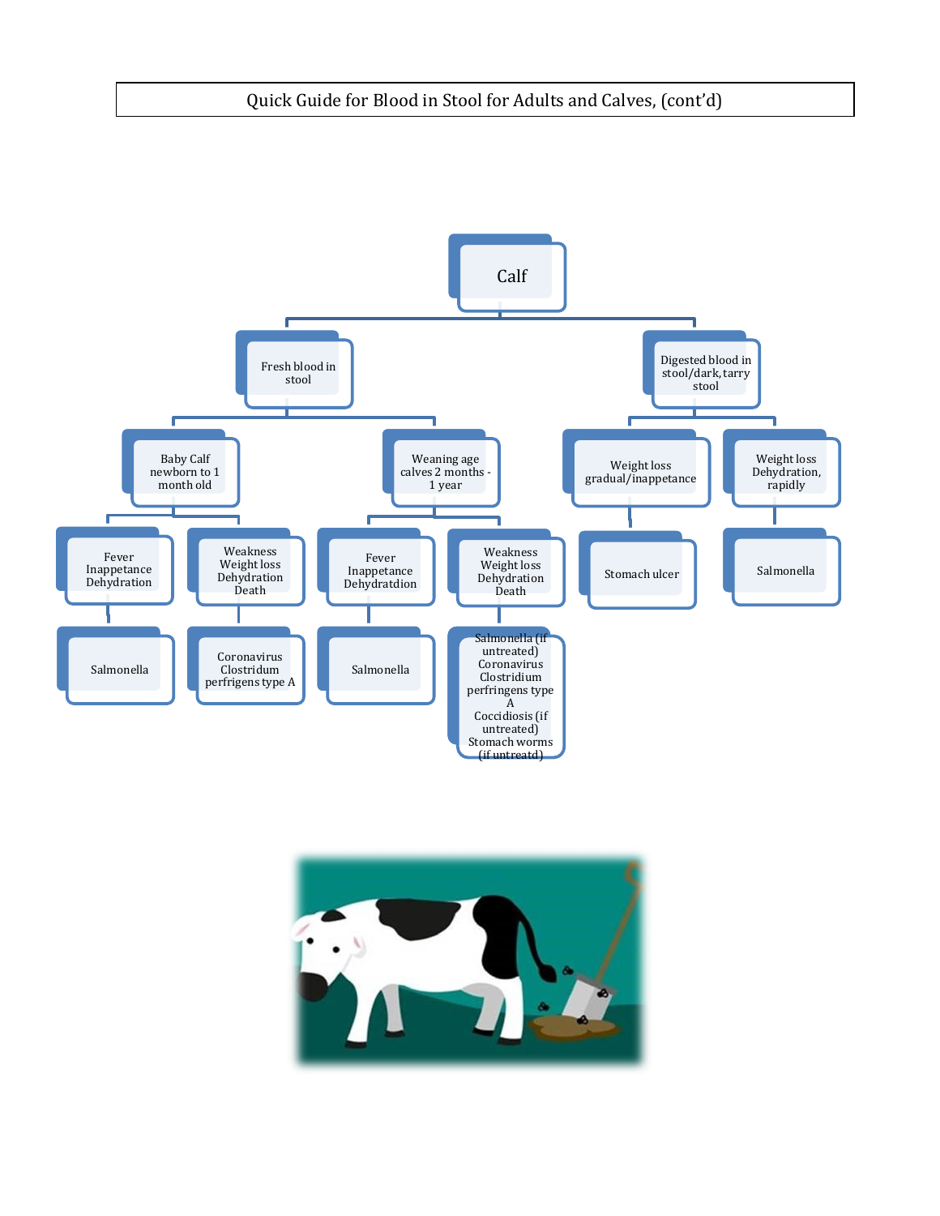# Quick Guide for Blood in Stool for Adults and Calves, (cont'd)

- **Calf**
  - **Fresh blood in stool**
    - **Baby Calf newborn to 1 month old**
      - Fever, Inappetance, Dehydration
        - Salmonella
      - Weakness, Weight loss, Dehydration, Death
        - Coronavirus, Clostridum perfrigens type A
    - **Weaning age calves 2 months - 1 year**
      - Fever, Inappetance, Dehydratdion
        - Salmonella
      - Weakness, Weight loss, Dehydration, Death
        - Salmonella (if untreated), Coronavirus, Clostridium perfringens type A, Coccidiosis (if untreated), Stomach worms (if untreatd)
  - **Digested blood in stool/dark, tarry stool**
    - **Weight loss gradual/inappetance**
      - Stomach ulcer
    - **Weight loss Dehydration, rapidly**
      - Salmonella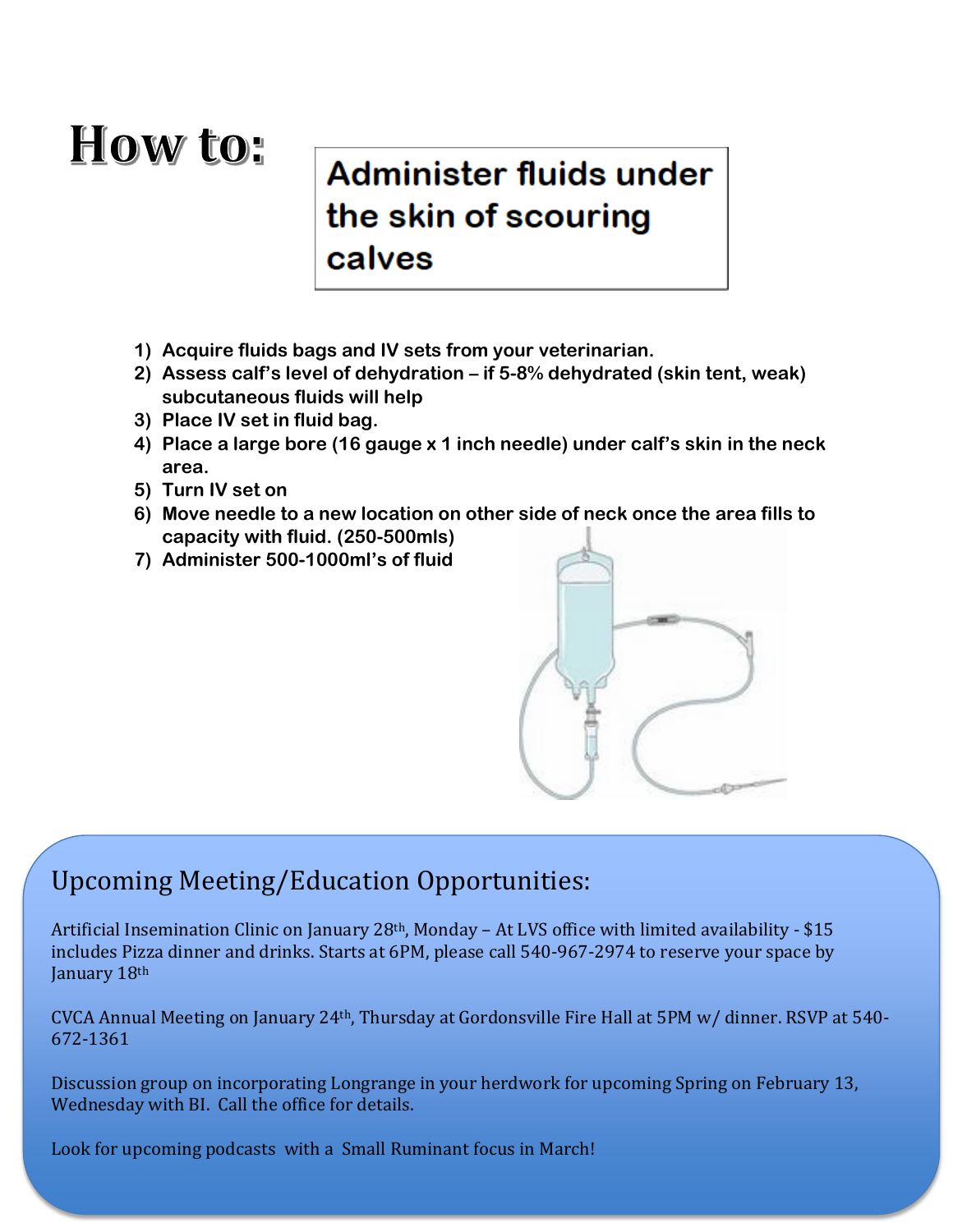# How to:

## Administer fluids under the skin of scouring calves

1) Acquire fluids bags and IV sets from your veterinarian.
2) Assess calf's level of dehydration – if 5-8% dehydrated (skin tent, weak) subcutaneous fluids will help
3) Place IV set in fluid bag.
4) Place a large bore (16 gauge x 1 inch needle) under calf's skin in the neck area.
5) Turn IV set on
6) Move needle to a new location on other side of neck once the area fills to capacity with fluid. (250-500mls)
7) Administer 500-1000ml's of fluid

## Upcoming Meeting/Education Opportunities:

Artificial Insemination Clinic on January 28th, Monday – At LVS office with limited availability - $15 includes Pizza dinner and drinks. Starts at 6PM, please call 540-967-2974 to reserve your space by January 18th

CVCA Annual Meeting on January 24th, Thursday at Gordonsville Fire Hall at 5PM w/ dinner. RSVP at 540-672-1361

Discussion group on incorporating Longrange in your herdwork for upcoming Spring on February 13, Wednesday with BI. Call the office for details.

Look for upcoming podcasts with a Small Ruminant focus in March!